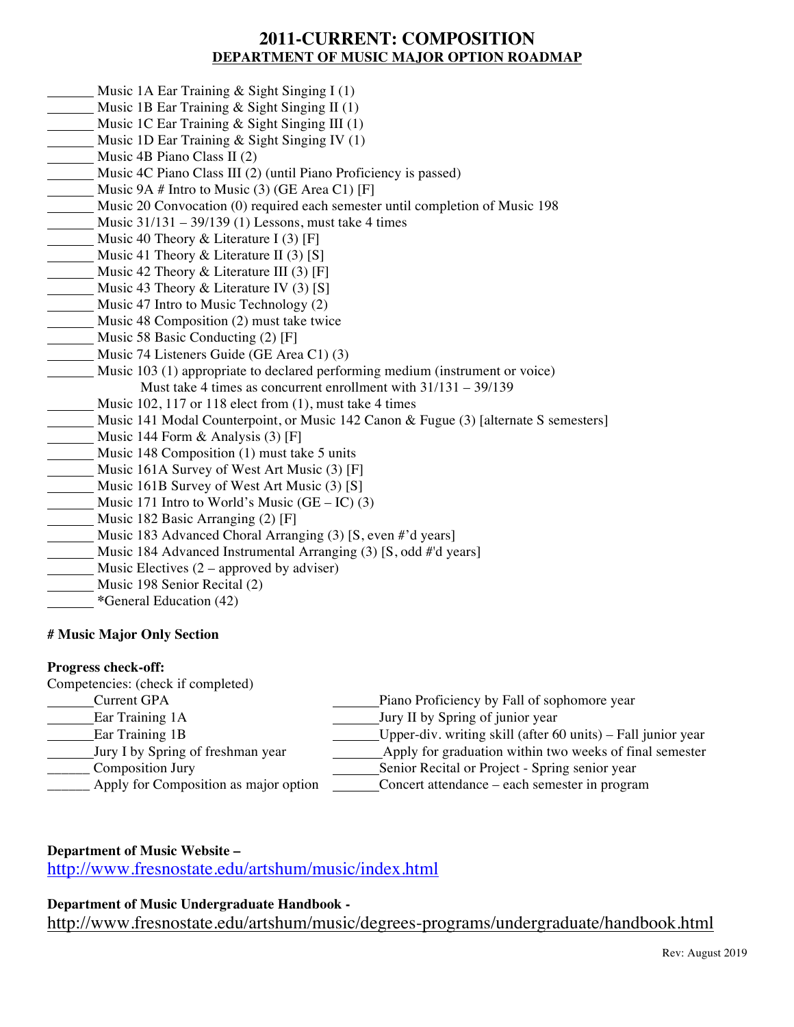# 2011-CURRENT: COMPOSITION

## DEPARTMENT OF MUSIC MAJOR OPTION ROADMAP

_______ Music 1A Ear Training & Sight Singing I (1)
_______ Music 1B Ear Training & Sight Singing II (1)
_______ Music 1C Ear Training & Sight Singing III (1)
_______ Music 1D Ear Training & Sight Singing IV (1)
_______ Music 4B Piano Class II (2)
_______ Music 4C Piano Class III (2) (until Piano Proficiency is passed)
_______ Music 9A # Intro to Music (3) (GE Area C1) [F]
_______ Music 20 Convocation (0) required each semester until completion of Music 198
_______ Music 31/131 – 39/139 (1) Lessons, must take 4 times
_______ Music 40 Theory & Literature I (3) [F]
_______ Music 41 Theory & Literature II (3) [S]
_______ Music 42 Theory & Literature III (3) [F]
_______ Music 43 Theory & Literature IV (3) [S]
_______ Music 47 Intro to Music Technology (2)
_______ Music 48 Composition (2) must take twice
_______ Music 58 Basic Conducting (2) [F]
_______ Music 74 Listeners Guide (GE Area C1) (3)
_______ Music 103 (1) appropriate to declared performing medium (instrument or voice)
Must take 4 times as concurrent enrollment with 31/131 – 39/139
_______ Music 102, 117 or 118 elect from (1), must take 4 times
_______ Music 141 Modal Counterpoint, or Music 142 Canon & Fugue (3) [alternate S semesters]
_______ Music 144 Form & Analysis (3) [F]
_______ Music 148 Composition (1) must take 5 units
_______ Music 161A Survey of West Art Music (3) [F]
_______ Music 161B Survey of West Art Music (3) [S]
_______ Music 171 Intro to World's Music (GE – IC) (3)
_______ Music 182 Basic Arranging (2) [F]
_______ Music 183 Advanced Choral Arranging (3) [S, even #'d years]
_______ Music 184 Advanced Instrumental Arranging (3) [S, odd #'d years]
_______ Music Electives (2 – approved by adviser)
_______ Music 198 Senior Recital (2)
_______ *General Education (42)

**# Music Major Only Section**

**Progress check-off:**

Competencies: (check if completed)

_______Current GPA
_______Ear Training 1A
_______Ear Training 1B
_______Jury I by Spring of freshman year
______ Composition Jury
______ Apply for Composition as major option
_______Piano Proficiency by Fall of sophomore year
_______Jury II by Spring of junior year
_______Upper-div. writing skill (after 60 units) – Fall junior year
_______ Apply for graduation within two weeks of final semester
_______Senior Recital or Project - Spring senior year
_______Concert attendance – each semester in program

**Department of Music Website –**
http://www.fresnostate.edu/artshum/music/index.html

**Department of Music Undergraduate Handbook -**
http://www.fresnostate.edu/artshum/music/degrees-programs/undergraduate/handbook.html

Rev: August 2019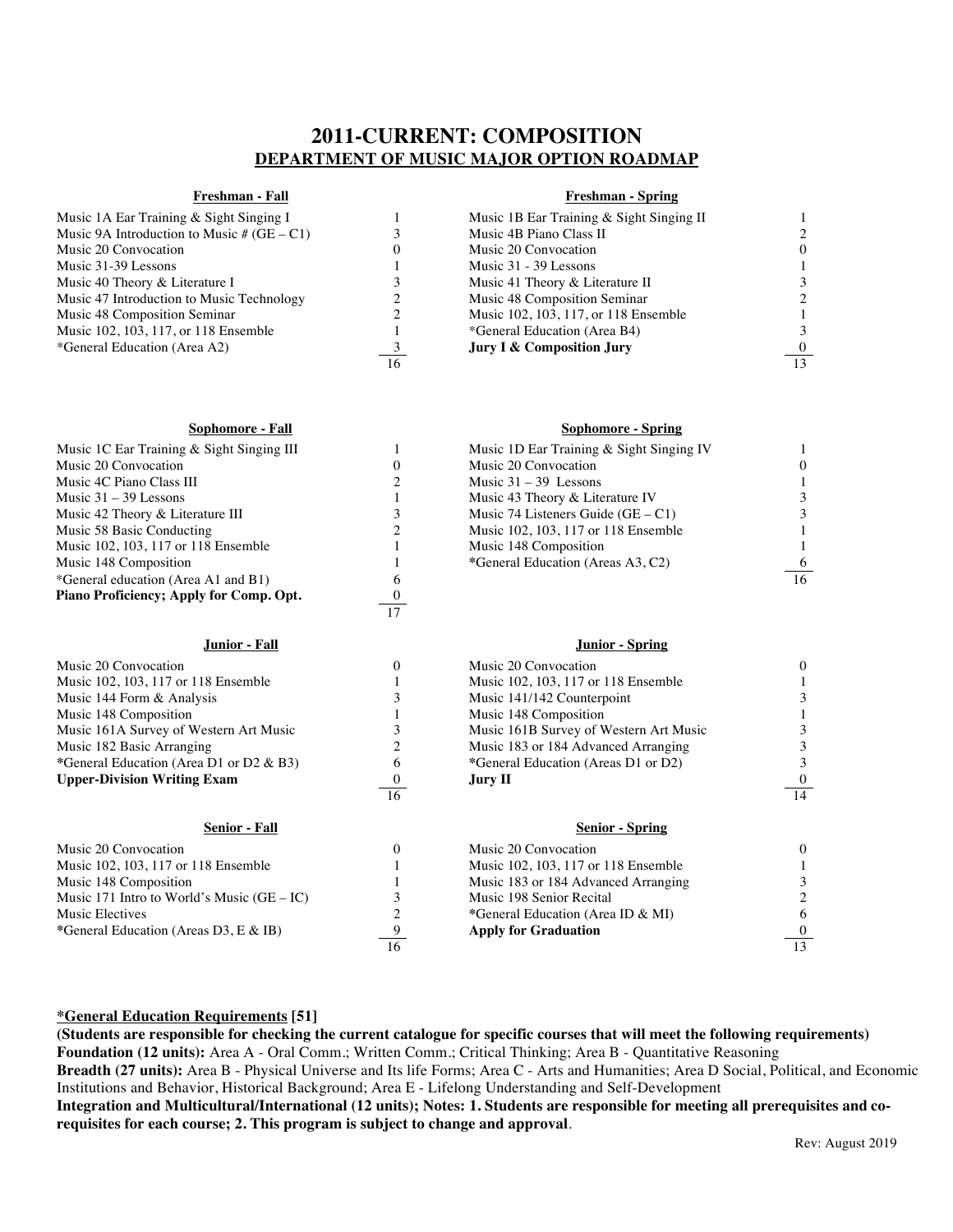# 2011-CURRENT: COMPOSITION

## DEPARTMENT OF MUSIC MAJOR OPTION ROADMAP

### Freshman - Fall

| | |
|---|---|
| Music 1A Ear Training & Sight Singing I | 1 |
| Music 9A Introduction to Music # (GE – C1) | 3 |
| Music 20 Convocation | 0 |
| Music 31-39 Lessons | 1 |
| Music 40 Theory & Literature I | 3 |
| Music 47 Introduction to Music Technology | 2 |
| Music 48 Composition Seminar | 2 |
| Music 102, 103, 117, or 118 Ensemble | 1 |
| *General Education (Area A2) | 3 |
| | 16 |

### Freshman - Spring

| | |
|---|---|
| Music 1B Ear Training & Sight Singing II | 1 |
| Music 4B Piano Class II | 2 |
| Music 20 Convocation | 0 |
| Music 31 - 39 Lessons | 1 |
| Music 41 Theory & Literature II | 3 |
| Music 48 Composition Seminar | 2 |
| Music 102, 103, 117, or 118 Ensemble | 1 |
| *General Education (Area B4) | 3 |
| **Jury I & Composition Jury** | 0 |
| | 13 |

### Sophomore - Fall

| | |
|---|---|
| Music 1C Ear Training & Sight Singing III | 1 |
| Music 20 Convocation | 0 |
| Music 4C Piano Class III | 2 |
| Music 31 – 39 Lessons | 1 |
| Music 42 Theory & Literature III | 3 |
| Music 58 Basic Conducting | 2 |
| Music 102, 103, 117 or 118 Ensemble | 1 |
| Music 148 Composition | 1 |
| *General education (Area A1 and B1) | 6 |
| **Piano Proficiency; Apply for Comp. Opt.** | 0 |
| | 17 |

### Sophomore - Spring

| | |
|---|---|
| Music 1D Ear Training & Sight Singing IV | 1 |
| Music 20 Convocation | 0 |
| Music 31 – 39 Lessons | 1 |
| Music 43 Theory & Literature IV | 3 |
| Music 74 Listeners Guide (GE – C1) | 3 |
| Music 102, 103, 117 or 118 Ensemble | 1 |
| Music 148 Composition | 1 |
| *General Education (Areas A3, C2) | 6 |
| | 16 |

### Junior - Fall

| | |
|---|---|
| Music 20 Convocation | 0 |
| Music 102, 103, 117 or 118 Ensemble | 1 |
| Music 144 Form & Analysis | 3 |
| Music 148 Composition | 1 |
| Music 161A Survey of Western Art Music | 3 |
| Music 182 Basic Arranging | 2 |
| *General Education (Area D1 or D2 & B3) | 6 |
| **Upper-Division Writing Exam** | 0 |
| | 16 |

### Junior - Spring

| | |
|---|---|
| Music 20 Convocation | 0 |
| Music 102, 103, 117 or 118 Ensemble | 1 |
| Music 141/142 Counterpoint | 3 |
| Music 148 Composition | 1 |
| Music 161B Survey of Western Art Music | 3 |
| Music 183 or 184 Advanced Arranging | 3 |
| *General Education (Areas D1 or D2) | 3 |
| **Jury II** | 0 |
| | 14 |

### Senior - Fall

| | |
|---|---|
| Music 20 Convocation | 0 |
| Music 102, 103, 117 or 118 Ensemble | 1 |
| Music 148 Composition | 1 |
| Music 171 Intro to World's Music (GE – IC) | 3 |
| Music Electives | 2 |
| *General Education (Areas D3, E & IB) | 9 |
| | 16 |

### Senior - Spring

| | |
|---|---|
| Music 20 Convocation | 0 |
| Music 102, 103, 117 or 118 Ensemble | 1 |
| Music 183 or 184 Advanced Arranging | 3 |
| Music 198 Senior Recital | 2 |
| *General Education (Area ID & MI) | 6 |
| **Apply for Graduation** | 0 |
| | 13 |

**\*General Education Requirements [51]**

**(Students are responsible for checking the current catalogue for specific courses that will meet the following requirements)**

**Foundation (12 units):** Area A - Oral Comm.; Written Comm.; Critical Thinking; Area B - Quantitative Reasoning

**Breadth (27 units):** Area B - Physical Universe and Its life Forms; Area C - Arts and Humanities; Area D Social, Political, and Economic Institutions and Behavior, Historical Background; Area E - Lifelong Understanding and Self-Development

**Integration and Multicultural/International (12 units); Notes: 1. Students are responsible for meeting all prerequisites and co-requisites for each course; 2. This program is subject to change and approval**.

Rev: August 2019